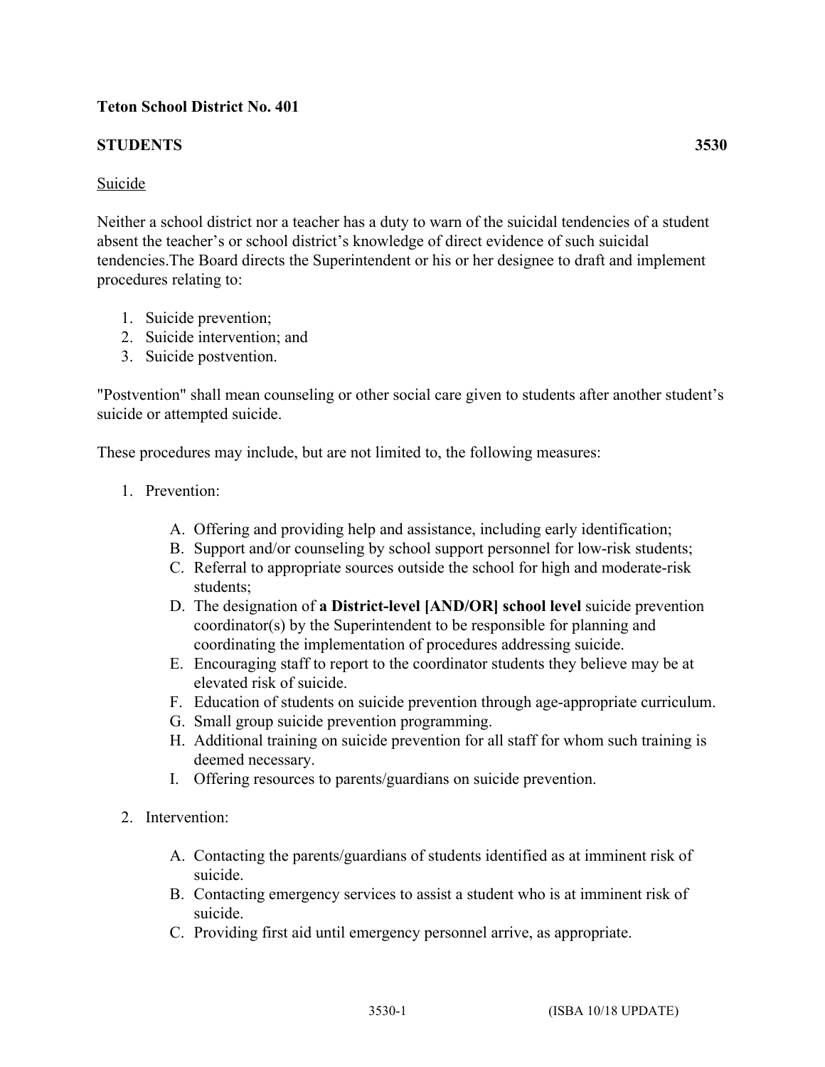**Teton School District No. 401**

**STUDENTS** **3530**

<u>Suicide</u>

Neither a school district nor a teacher has a duty to warn of the suicidal tendencies of a student absent the teacher's or school district's knowledge of direct evidence of such suicidal tendencies.The Board directs the Superintendent or his or her designee to draft and implement procedures relating to:

1. Suicide prevention;
2. Suicide intervention; and
3. Suicide postvention.

"Postvention" shall mean counseling or other social care given to students after another student's suicide or attempted suicide.

These procedures may include, but are not limited to, the following measures:

1. Prevention:

   A. Offering and providing help and assistance, including early identification;
   B. Support and/or counseling by school support personnel for low-risk students;
   C. Referral to appropriate sources outside the school for high and moderate-risk students;
   D. The designation of **a District-level [AND/OR] school level** suicide prevention coordinator(s) by the Superintendent to be responsible for planning and coordinating the implementation of procedures addressing suicide.
   E. Encouraging staff to report to the coordinator students they believe may be at elevated risk of suicide.
   F. Education of students on suicide prevention through age-appropriate curriculum.
   G. Small group suicide prevention programming.
   H. Additional training on suicide prevention for all staff for whom such training is deemed necessary.
   I. Offering resources to parents/guardians on suicide prevention.

2. Intervention:

   A. Contacting the parents/guardians of students identified as at imminent risk of suicide.
   B. Contacting emergency services to assist a student who is at imminent risk of suicide.
   C. Providing first aid until emergency personnel arrive, as appropriate.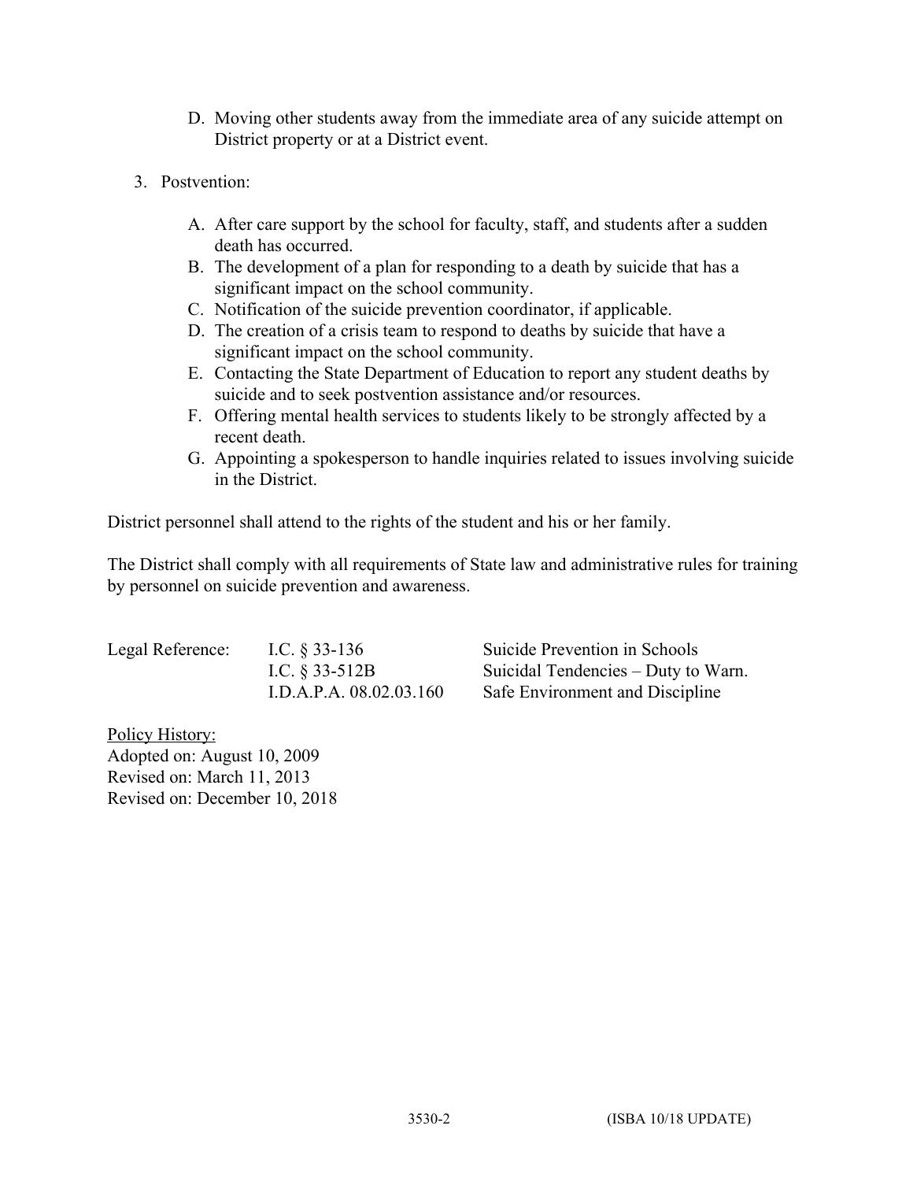D. Moving other students away from the immediate area of any suicide attempt on District property or at a District event.

3. Postvention:

   A. After care support by the school for faculty, staff, and students after a sudden death has occurred.
   B. The development of a plan for responding to a death by suicide that has a significant impact on the school community.
   C. Notification of the suicide prevention coordinator, if applicable.
   D. The creation of a crisis team to respond to deaths by suicide that have a significant impact on the school community.
   E. Contacting the State Department of Education to report any student deaths by suicide and to seek postvention assistance and/or resources.
   F. Offering mental health services to students likely to be strongly affected by a recent death.
   G. Appointing a spokesperson to handle inquiries related to issues involving suicide in the District.

District personnel shall attend to the rights of the student and his or her family.

The District shall comply with all requirements of State law and administrative rules for training by personnel on suicide prevention and awareness.

| | | |
|---|---|---|
| Legal Reference: | I.C. § 33-136 | Suicide Prevention in Schools |
| | I.C. § 33-512B | Suicidal Tendencies – Duty to Warn. |
| | I.D.A.P.A. 08.02.03.160 | Safe Environment and Discipline |

Policy History:
Adopted on: August 10, 2009
Revised on: March 11, 2013
Revised on: December 10, 2018

3530-2 (ISBA 10/18 UPDATE)